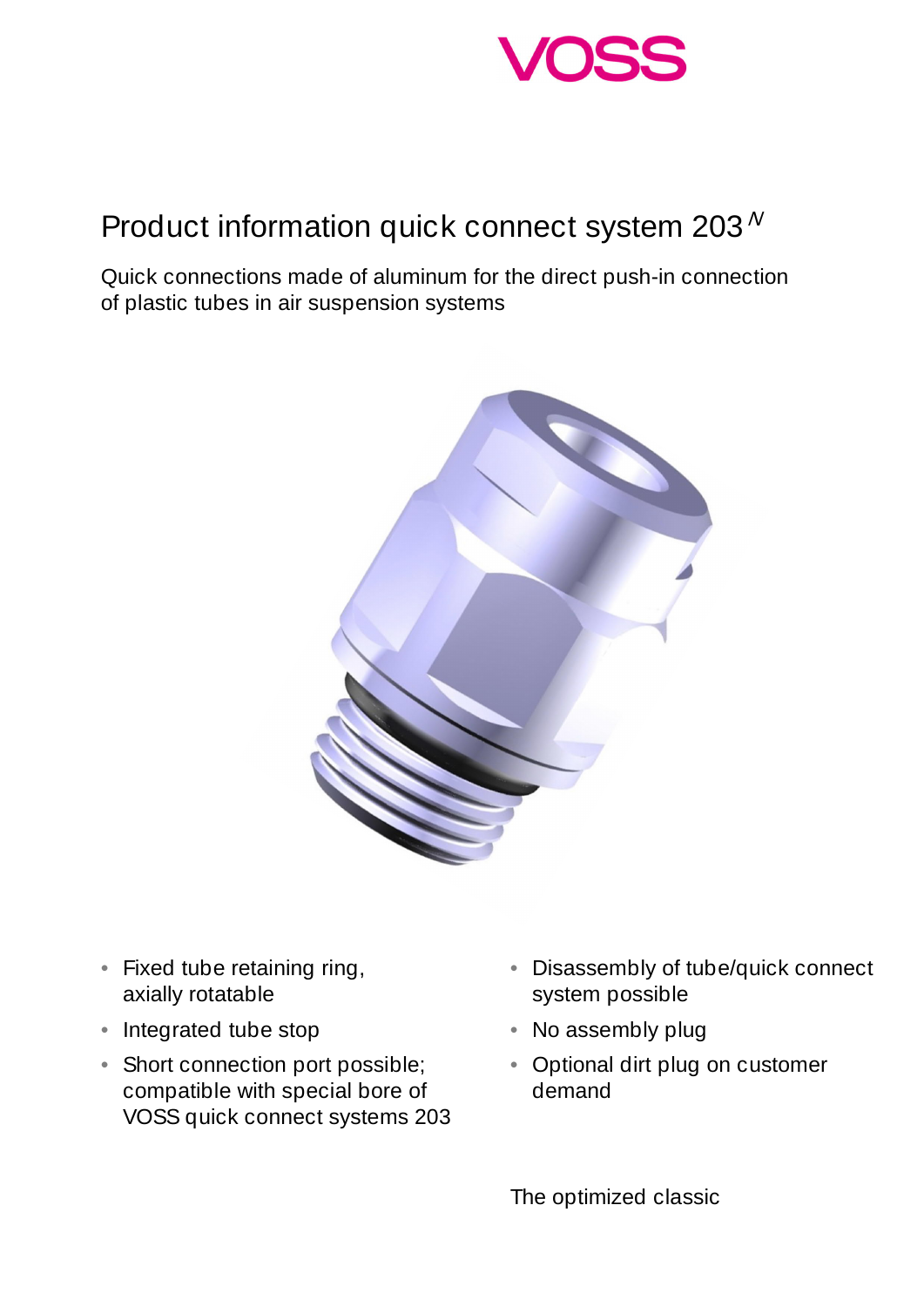VOSS

# Product information quick connect system 203 $^{N}$

Quick connections made of aluminum for the direct push-in connection of plastic tubes in air suspension systems

- Fixed tube retaining ring, axially rotatable
- Integrated tube stop
- Short connection port possible; compatible with special bore of VOSS quick connect systems 203
- Disassembly of tube/quick connect system possible
- No assembly plug
- Optional dirt plug on customer demand

The optimized classic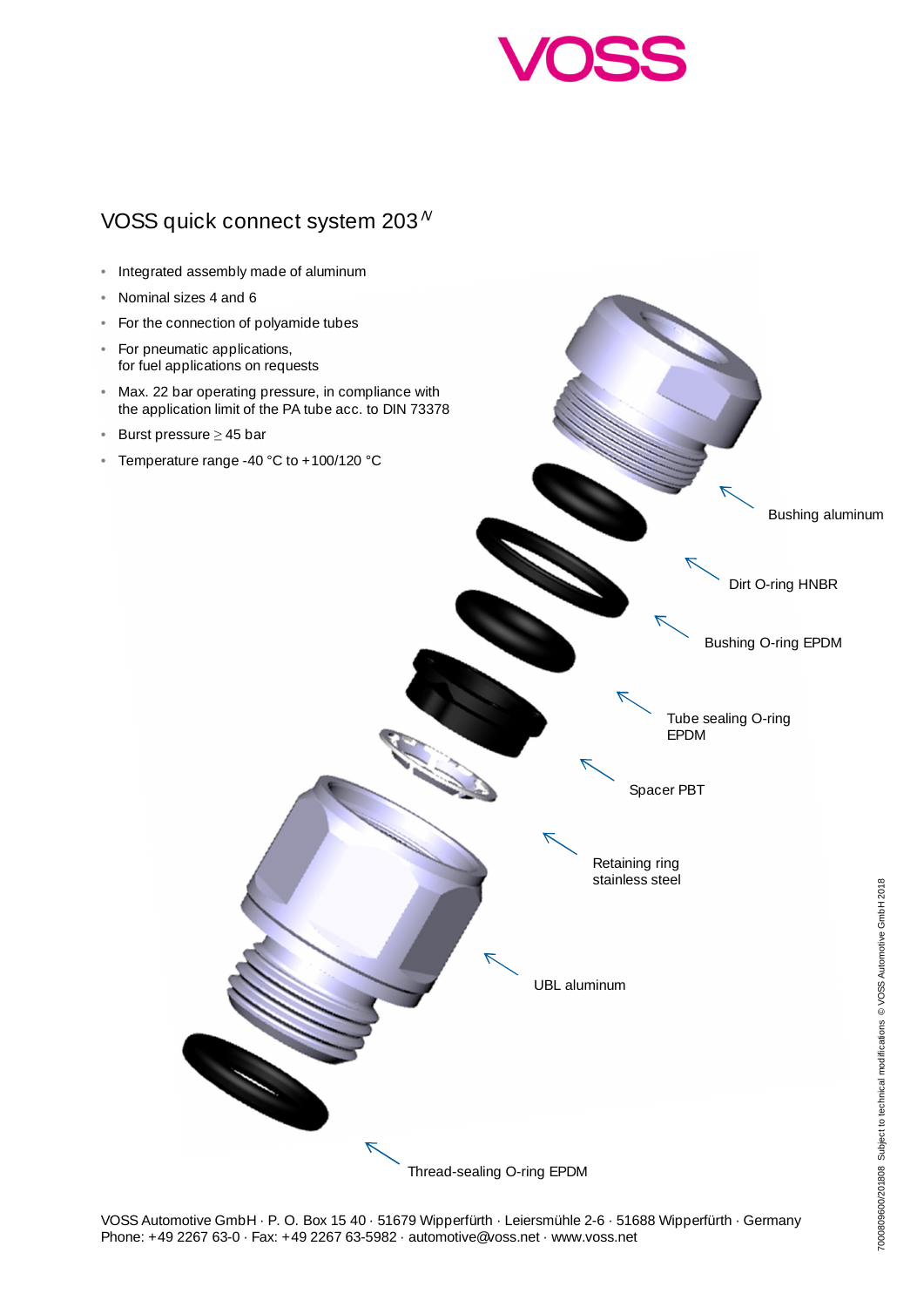VOSS

# VOSS quick connect system 203 $^{N}$

- Integrated assembly made of aluminum
- Nominal sizes 4 and 6
- For the connection of polyamide tubes
- For pneumatic applications,
  for fuel applications on requests
- Max. 22 bar operating pressure, in compliance with the application limit of the PA tube acc. to DIN 73378
- Burst pressure ≥ 45 bar
- Temperature range -40 °C to +100/120 °C

Bushing aluminum

Dirt O-ring HNBR

Bushing O-ring EPDM

Tube sealing O-ring
EPDM

Spacer PBT

Retaining ring
stainless steel

UBL aluminum

Thread-sealing O-ring EPDM

VOSS Automotive GmbH · P. O. Box 15 40 · 51679 Wipperfürth · Leiersmühle 2-6 · 51688 Wipperfürth · Germany
Phone: +49 2267 63-0 · Fax: +49 2267 63-5982 · automotive@voss.net · www.voss.net

7000809600/201808 Subject to technical modifications © VOSS Automotive GmbH 2018